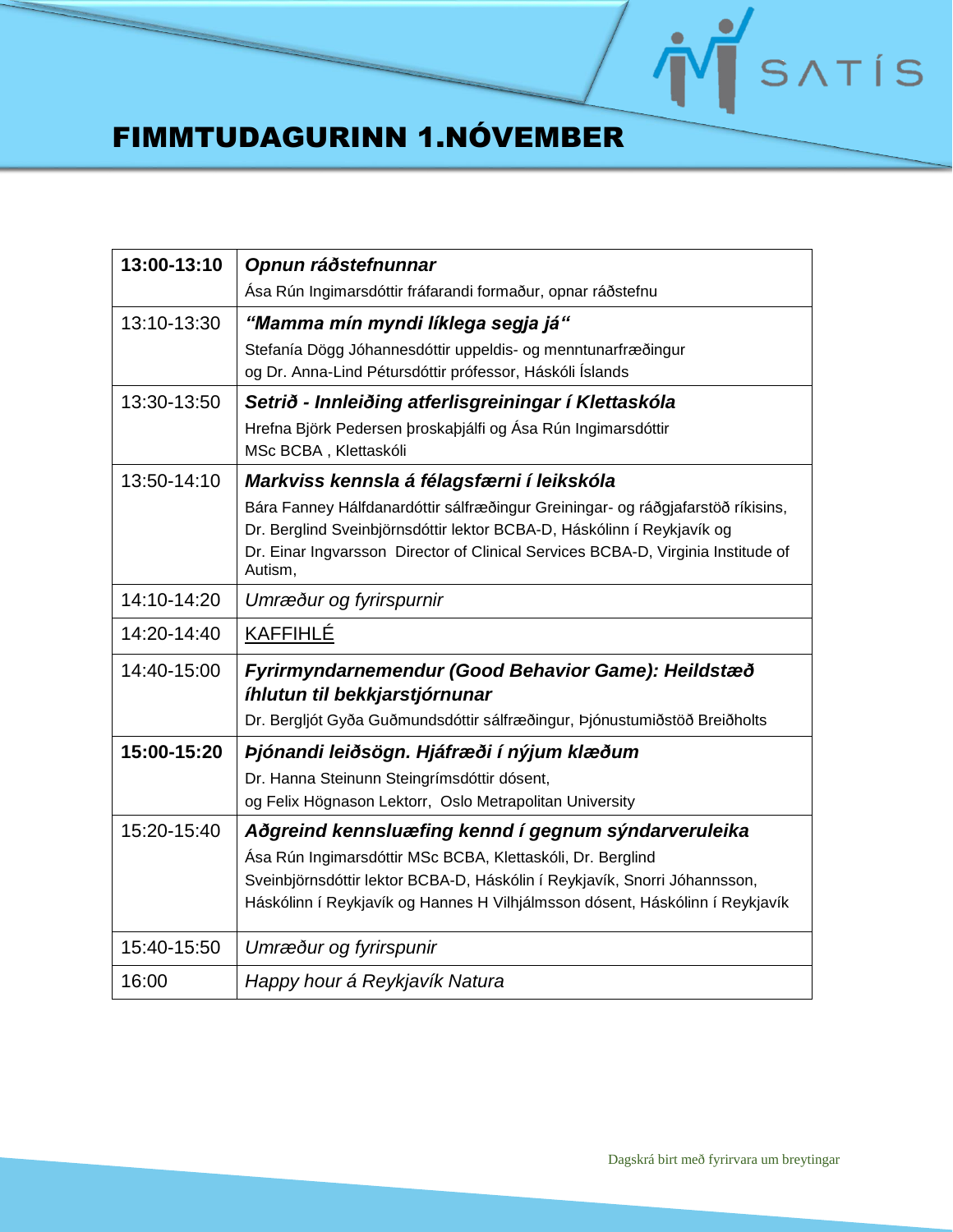# FIMMTUDAGURINN 1.NÓVEMBER

| | |
|---|---|
| **13:00-13:10** | ***Opnun ráðstefnunnar***<br>Ása Rún Ingimarsdóttir fráfarandi formaður, opnar ráðstefnu |
| 13:10-13:30 | ***"Mamma mín myndi líklega segja já"***<br>Stefanía Dögg Jóhannesdóttir uppeldis- og menntunarfræðingur og Dr. Anna-Lind Pétursdóttir prófessor, Háskóli Íslands |
| 13:30-13:50 | ***Setrið - Innleiðing atferlisgreiningar í Klettaskóla***<br>Hrefna Björk Pedersen þroskaþjálfi og Ása Rún Ingimarsdóttir MSc BCBA , Klettaskóli |
| 13:50-14:10 | ***Markviss kennsla á félagsfærni í leikskóla***<br>Bára Fanney Hálfdanardóttir sálfræðingur Greiningar- og ráðgjafarstöð ríkisins, Dr. Berglind Sveinbjörnsdóttir lektor BCBA-D, Háskólinn í Reykjavík og Dr. Einar Ingvarsson Director of Clinical Services BCBA-D, Virginia Institute of Autism, |
| 14:10-14:20 | *Umræður og fyrirspurnir* |
| 14:20-14:40 | KAFFIHLÉ |
| 14:40-15:00 | ***Fyrirmyndarnemendur (Good Behavior Game): Heildstæð íhlutun til bekkjarstjórnunar***<br>Dr. Bergljót Gyða Guðmundsdóttir sálfræðingur, Þjónustumiðstöð Breiðholts |
| **15:00-15:20** | ***Þjónandi leiðsögn. Hjáfræði í nýjum klæðum***<br>Dr. Hanna Steinunn Steingrímsdóttir dósent, og Felix Högnason Lektorr, Oslo Metrapolitan University |
| 15:20-15:40 | ***Aðgreind kennsluæfing kennd í gegnum sýndarveruleika***<br>Ása Rún Ingimarsdóttir MSc BCBA, Klettaskóli, Dr. Berglind Sveinbjörnsdóttir lektor BCBA-D, Háskólin í Reykjavík, Snorri Jóhannsson, Háskólinn í Reykjavík og Hannes H Vilhjálmsson dósent, Háskólinn í Reykjavík |
| 15:40-15:50 | *Umræður og fyrirspunir* |
| 16:00 | *Happy hour á Reykjavík Natura* |

Dagskrá birt með fyrirvara um breytingar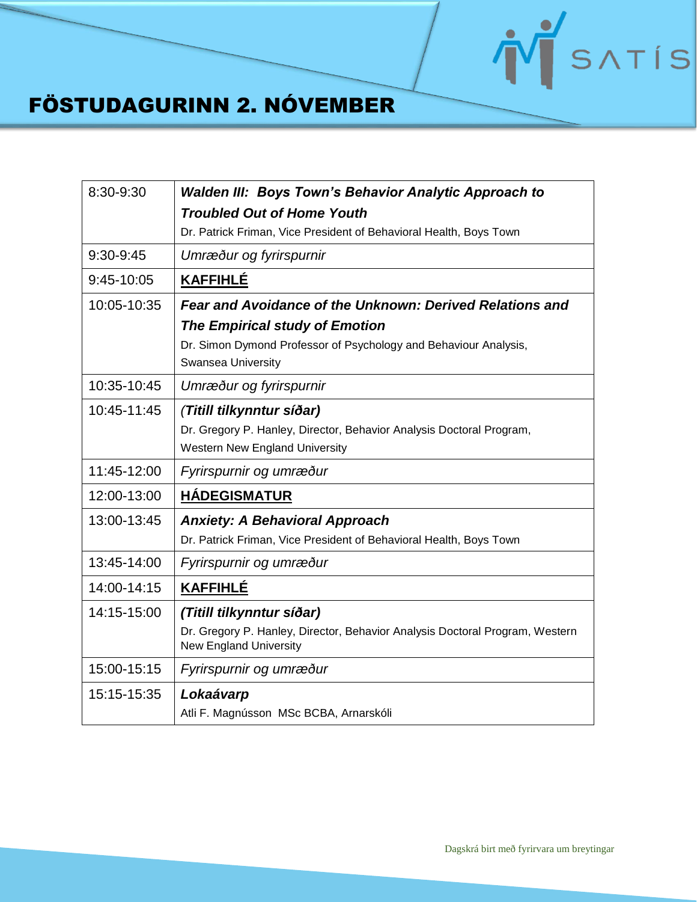# FÖSTUDAGURINN 2. NÓVEMBER

| | |
|---|---|
| 8:30-9:30 | ***Walden III: Boys Town's Behavior Analytic Approach to Troubled Out of Home Youth*** <br> Dr. Patrick Friman, Vice President of Behavioral Health, Boys Town |
| 9:30-9:45 | *Umræður og fyrirspurnir* |
| 9:45-10:05 | **KAFFIHLÉ** |
| 10:05-10:35 | ***Fear and Avoidance of the Unknown: Derived Relations and The Empirical study of Emotion*** <br> Dr. Simon Dymond Professor of Psychology and Behaviour Analysis, Swansea University |
| 10:35-10:45 | *Umræður og fyrirspurnir* |
| 10:45-11:45 | ***(Titill tilkynntur síðar)*** <br> Dr. Gregory P. Hanley, Director, Behavior Analysis Doctoral Program, Western New England University |
| 11:45-12:00 | *Fyrirspurnir og umræður* |
| 12:00-13:00 | **HÁDEGISMATUR** |
| 13:00-13:45 | ***Anxiety: A Behavioral Approach*** <br> Dr. Patrick Friman, Vice President of Behavioral Health, Boys Town |
| 13:45-14:00 | *Fyrirspurnir og umræður* |
| 14:00-14:15 | **KAFFIHLÉ** |
| 14:15-15:00 | ***(Titill tilkynntur síðar)*** <br> Dr. Gregory P. Hanley, Director, Behavior Analysis Doctoral Program, Western New England University |
| 15:00-15:15 | *Fyrirspurnir og umræður* |
| 15:15-15:35 | ***Lokaávarp*** <br> Atli F. Magnússon MSc BCBA, Arnarskóli |

Dagskrá birt með fyrirvara um breytingar